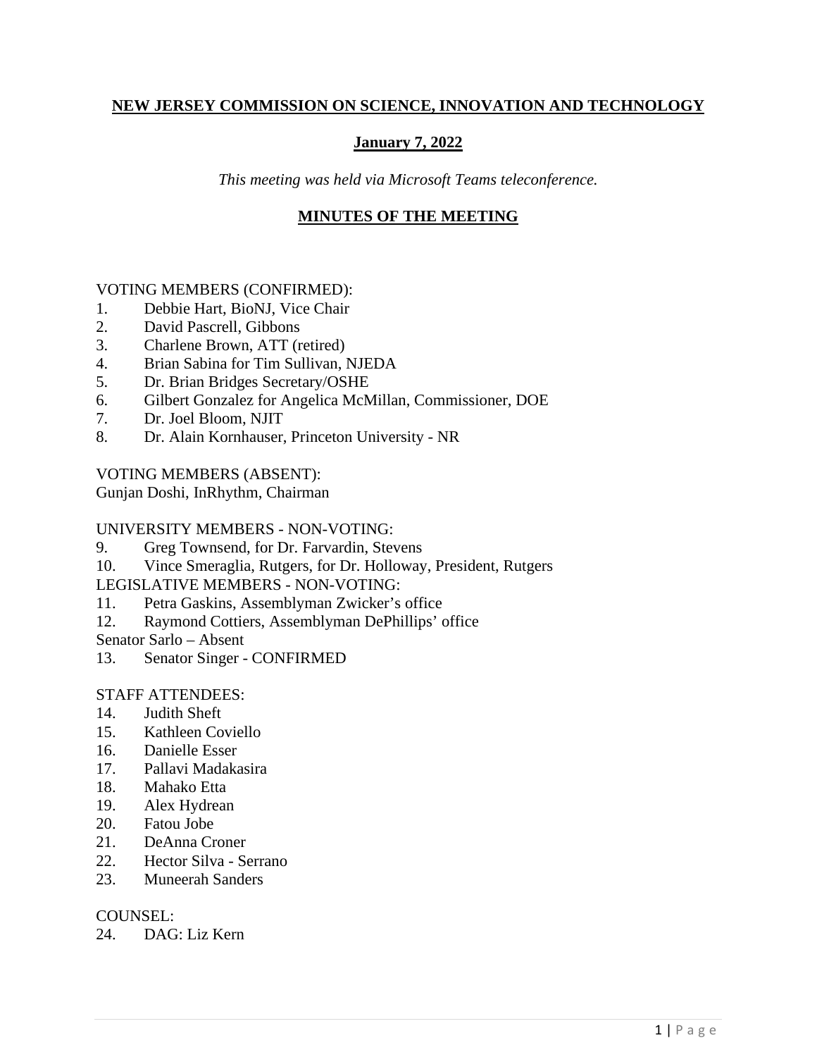**NEW JERSEY COMMISSION ON SCIENCE, INNOVATION AND TECHNOLOGY**

**January 7, 2022**

*This meeting was held via Microsoft Teams teleconference.*

**MINUTES OF THE MEETING**

VOTING MEMBERS (CONFIRMED):

1. Debbie Hart, BioNJ, Vice Chair
2. David Pascrell, Gibbons
3. Charlene Brown, ATT (retired)
4. Brian Sabina for Tim Sullivan, NJEDA
5. Dr. Brian Bridges Secretary/OSHE
6. Gilbert Gonzalez for Angelica McMillan, Commissioner, DOE
7. Dr. Joel Bloom, NJIT
8. Dr. Alain Kornhauser, Princeton University - NR

VOTING MEMBERS (ABSENT):
Gunjan Doshi, InRhythm, Chairman

UNIVERSITY MEMBERS - NON-VOTING:

9. Greg Townsend, for Dr. Farvardin, Stevens
10. Vince Smeraglia, Rutgers, for Dr. Holloway, President, Rutgers

LEGISLATIVE MEMBERS - NON-VOTING:

11. Petra Gaskins, Assemblyman Zwicker's office
12. Raymond Cottiers, Assemblyman DePhillips' office

Senator Sarlo – Absent

13. Senator Singer - CONFIRMED

STAFF ATTENDEES:

14. Judith Sheft
15. Kathleen Coviello
16. Danielle Esser
17. Pallavi Madakasira
18. Mahako Etta
19. Alex Hydrean
20. Fatou Jobe
21. DeAnna Croner
22. Hector Silva - Serrano
23. Muneerah Sanders

COUNSEL:

24. DAG: Liz Kern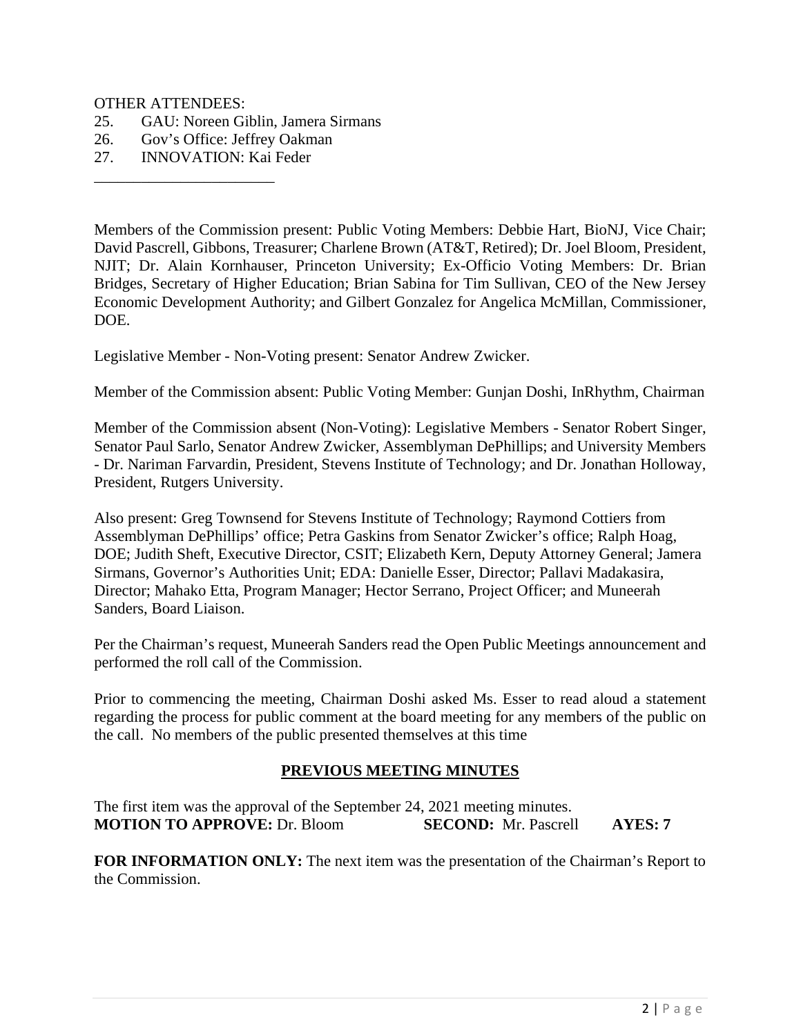OTHER ATTENDEES:

25. GAU: Noreen Giblin, Jamera Sirmans
26. Gov's Office: Jeffrey Oakman
27. INNOVATION: Kai Feder

_______________________

Members of the Commission present: Public Voting Members: Debbie Hart, BioNJ, Vice Chair; David Pascrell, Gibbons, Treasurer; Charlene Brown (AT&T, Retired); Dr. Joel Bloom, President, NJIT; Dr. Alain Kornhauser, Princeton University; Ex-Officio Voting Members: Dr. Brian Bridges, Secretary of Higher Education; Brian Sabina for Tim Sullivan, CEO of the New Jersey Economic Development Authority; and Gilbert Gonzalez for Angelica McMillan, Commissioner, DOE.

Legislative Member - Non-Voting present: Senator Andrew Zwicker.

Member of the Commission absent: Public Voting Member: Gunjan Doshi, InRhythm, Chairman

Member of the Commission absent (Non-Voting): Legislative Members - Senator Robert Singer, Senator Paul Sarlo, Senator Andrew Zwicker, Assemblyman DePhillips; and University Members - Dr. Nariman Farvardin, President, Stevens Institute of Technology; and Dr. Jonathan Holloway, President, Rutgers University.

Also present: Greg Townsend for Stevens Institute of Technology; Raymond Cottiers from Assemblyman DePhillips' office; Petra Gaskins from Senator Zwicker's office; Ralph Hoag, DOE; Judith Sheft, Executive Director, CSIT; Elizabeth Kern, Deputy Attorney General; Jamera Sirmans, Governor's Authorities Unit; EDA: Danielle Esser, Director; Pallavi Madakasira, Director; Mahako Etta, Program Manager; Hector Serrano, Project Officer; and Muneerah Sanders, Board Liaison.

Per the Chairman's request, Muneerah Sanders read the Open Public Meetings announcement and performed the roll call of the Commission.

Prior to commencing the meeting, Chairman Doshi asked Ms. Esser to read aloud a statement regarding the process for public comment at the board meeting for any members of the public on the call. No members of the public presented themselves at this time

## PREVIOUS MEETING MINUTES

The first item was the approval of the September 24, 2021 meeting minutes.
**MOTION TO APPROVE:** Dr. Bloom **SECOND:** Mr. Pascrell **AYES: 7**

**FOR INFORMATION ONLY:** The next item was the presentation of the Chairman's Report to the Commission.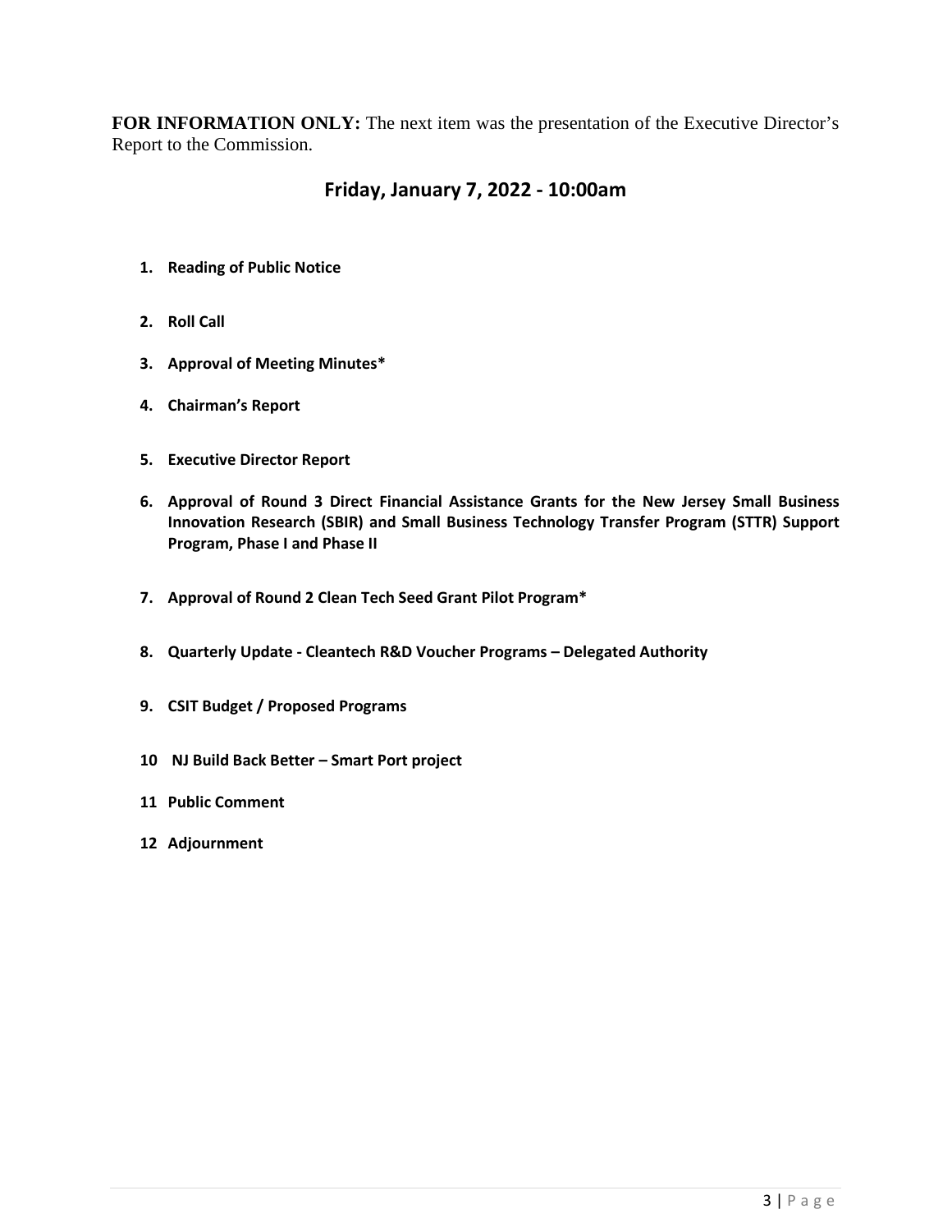**FOR INFORMATION ONLY:** The next item was the presentation of the Executive Director's Report to the Commission.

## Friday, January 7, 2022 - 10:00am

1. **Reading of Public Notice**
2. **Roll Call**
3. **Approval of Meeting Minutes***
4. **Chairman's Report**
5. **Executive Director Report**
6. **Approval of Round 3 Direct Financial Assistance Grants for the New Jersey Small Business Innovation Research (SBIR) and Small Business Technology Transfer Program (STTR) Support Program, Phase I and Phase II**
7. **Approval of Round 2 Clean Tech Seed Grant Pilot Program***
8. **Quarterly Update - Cleantech R&D Voucher Programs – Delegated Authority**
9. **CSIT Budget / Proposed Programs**
10. **NJ Build Back Better – Smart Port project**
11. **Public Comment**
12. **Adjournment**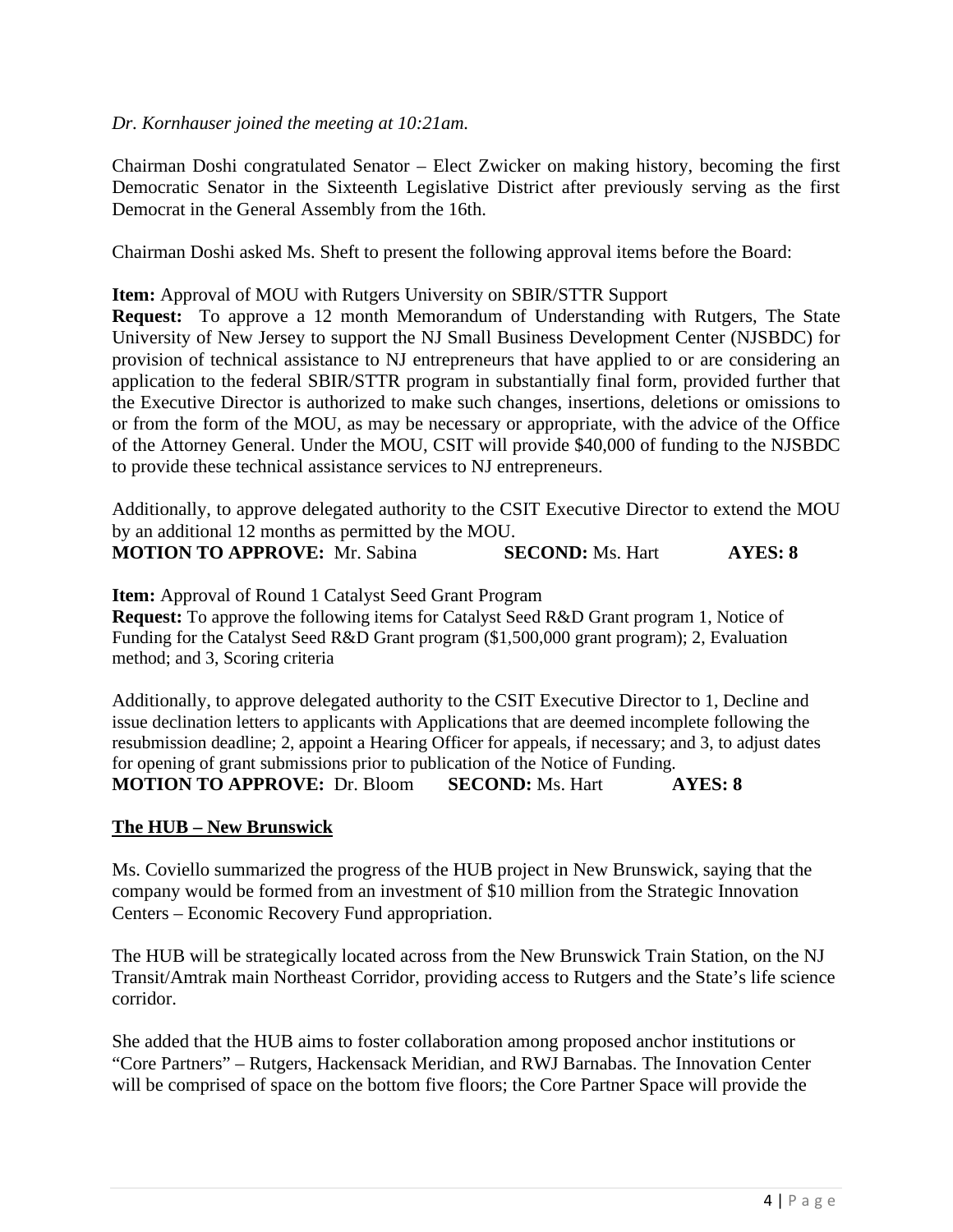*Dr. Kornhauser joined the meeting at 10:21am.*

Chairman Doshi congratulated Senator – Elect Zwicker on making history, becoming the first Democratic Senator in the Sixteenth Legislative District after previously serving as the first Democrat in the General Assembly from the 16th.

Chairman Doshi asked Ms. Sheft to present the following approval items before the Board:

**Item:** Approval of MOU with Rutgers University on SBIR/STTR Support
**Request:** To approve a 12 month Memorandum of Understanding with Rutgers, The State University of New Jersey to support the NJ Small Business Development Center (NJSBDC) for provision of technical assistance to NJ entrepreneurs that have applied to or are considering an application to the federal SBIR/STTR program in substantially final form, provided further that the Executive Director is authorized to make such changes, insertions, deletions or omissions to or from the form of the MOU, as may be necessary or appropriate, with the advice of the Office of the Attorney General. Under the MOU, CSIT will provide $40,000 of funding to the NJSBDC to provide these technical assistance services to NJ entrepreneurs.

Additionally, to approve delegated authority to the CSIT Executive Director to extend the MOU by an additional 12 months as permitted by the MOU.
**MOTION TO APPROVE:** Mr. Sabina **SECOND:** Ms. Hart **AYES: 8**

**Item:** Approval of Round 1 Catalyst Seed Grant Program
**Request:** To approve the following items for Catalyst Seed R&D Grant program 1, Notice of Funding for the Catalyst Seed R&D Grant program ($1,500,000 grant program); 2, Evaluation method; and 3, Scoring criteria

Additionally, to approve delegated authority to the CSIT Executive Director to 1, Decline and issue declination letters to applicants with Applications that are deemed incomplete following the resubmission deadline; 2, appoint a Hearing Officer for appeals, if necessary; and 3, to adjust dates for opening of grant submissions prior to publication of the Notice of Funding.
**MOTION TO APPROVE:** Dr. Bloom **SECOND:** Ms. Hart **AYES: 8**

**The HUB – New Brunswick**

Ms. Coviello summarized the progress of the HUB project in New Brunswick, saying that the company would be formed from an investment of $10 million from the Strategic Innovation Centers – Economic Recovery Fund appropriation.

The HUB will be strategically located across from the New Brunswick Train Station, on the NJ Transit/Amtrak main Northeast Corridor, providing access to Rutgers and the State's life science corridor.

She added that the HUB aims to foster collaboration among proposed anchor institutions or "Core Partners" – Rutgers, Hackensack Meridian, and RWJ Barnabas. The Innovation Center will be comprised of space on the bottom five floors; the Core Partner Space will provide the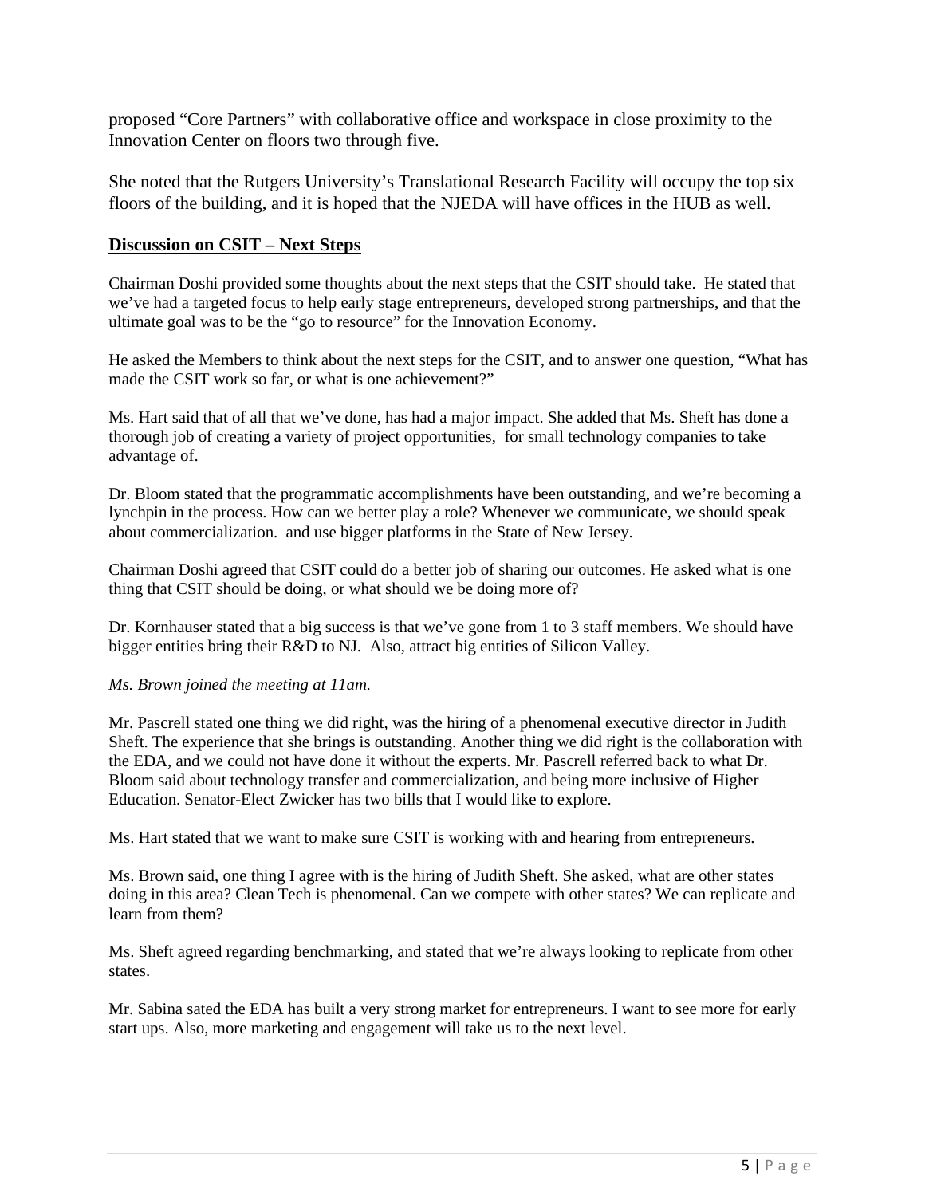proposed "Core Partners" with collaborative office and workspace in close proximity to the Innovation Center on floors two through five.

She noted that the Rutgers University's Translational Research Facility will occupy the top six floors of the building, and it is hoped that the NJEDA will have offices in the HUB as well.

**Discussion on CSIT – Next Steps**

Chairman Doshi provided some thoughts about the next steps that the CSIT should take. He stated that we've had a targeted focus to help early stage entrepreneurs, developed strong partnerships, and that the ultimate goal was to be the "go to resource" for the Innovation Economy.

He asked the Members to think about the next steps for the CSIT, and to answer one question, "What has made the CSIT work so far, or what is one achievement?"

Ms. Hart said that of all that we've done, has had a major impact. She added that Ms. Sheft has done a thorough job of creating a variety of project opportunities, for small technology companies to take advantage of.

Dr. Bloom stated that the programmatic accomplishments have been outstanding, and we're becoming a lynchpin in the process. How can we better play a role? Whenever we communicate, we should speak about commercialization. and use bigger platforms in the State of New Jersey.

Chairman Doshi agreed that CSIT could do a better job of sharing our outcomes. He asked what is one thing that CSIT should be doing, or what should we be doing more of?

Dr. Kornhauser stated that a big success is that we've gone from 1 to 3 staff members. We should have bigger entities bring their R&D to NJ. Also, attract big entities of Silicon Valley.

*Ms. Brown joined the meeting at 11am.*

Mr. Pascrell stated one thing we did right, was the hiring of a phenomenal executive director in Judith Sheft. The experience that she brings is outstanding. Another thing we did right is the collaboration with the EDA, and we could not have done it without the experts. Mr. Pascrell referred back to what Dr. Bloom said about technology transfer and commercialization, and being more inclusive of Higher Education. Senator-Elect Zwicker has two bills that I would like to explore.

Ms. Hart stated that we want to make sure CSIT is working with and hearing from entrepreneurs.

Ms. Brown said, one thing I agree with is the hiring of Judith Sheft. She asked, what are other states doing in this area? Clean Tech is phenomenal. Can we compete with other states? We can replicate and learn from them?

Ms. Sheft agreed regarding benchmarking, and stated that we're always looking to replicate from other states.

Mr. Sabina sated the EDA has built a very strong market for entrepreneurs. I want to see more for early start ups. Also, more marketing and engagement will take us to the next level.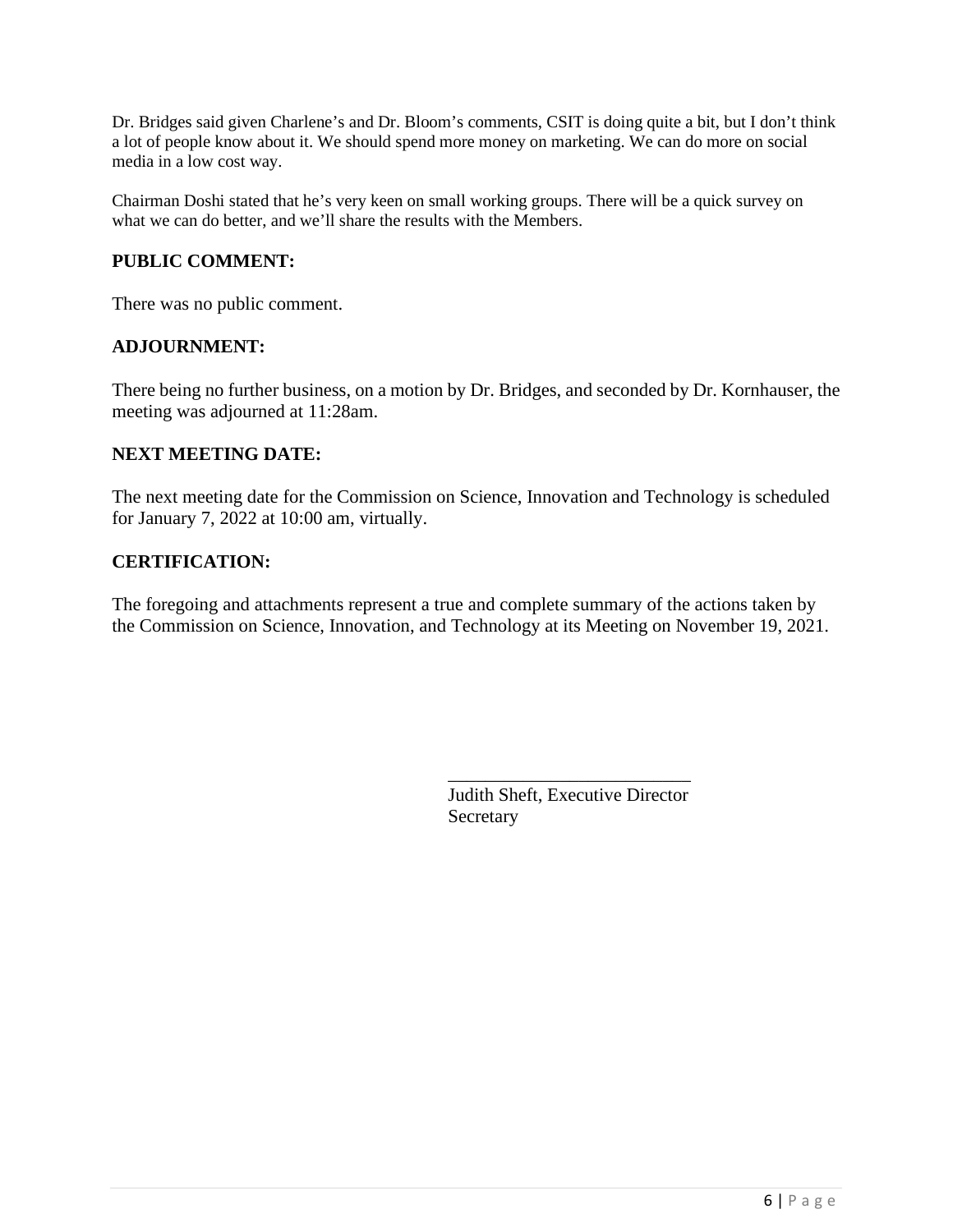Dr. Bridges said given Charlene's and Dr. Bloom's comments, CSIT is doing quite a bit, but I don't think a lot of people know about it. We should spend more money on marketing. We can do more on social media in a low cost way.

Chairman Doshi stated that he's very keen on small working groups. There will be a quick survey on what we can do better, and we'll share the results with the Members.

**PUBLIC COMMENT:**

There was no public comment.

**ADJOURNMENT:**

There being no further business, on a motion by Dr. Bridges, and seconded by Dr. Kornhauser, the meeting was adjourned at 11:28am.

**NEXT MEETING DATE:**

The next meeting date for the Commission on Science, Innovation and Technology is scheduled for January 7, 2022 at 10:00 am, virtually.

**CERTIFICATION:**

The foregoing and attachments represent a true and complete summary of the actions taken by the Commission on Science, Innovation, and Technology at its Meeting on November 19, 2021.

\_\_\_\_\_\_\_\_\_\_\_\_\_\_\_\_\_\_\_\_\_\_\_\_\_\_

Judith Sheft, Executive Director
Secretary